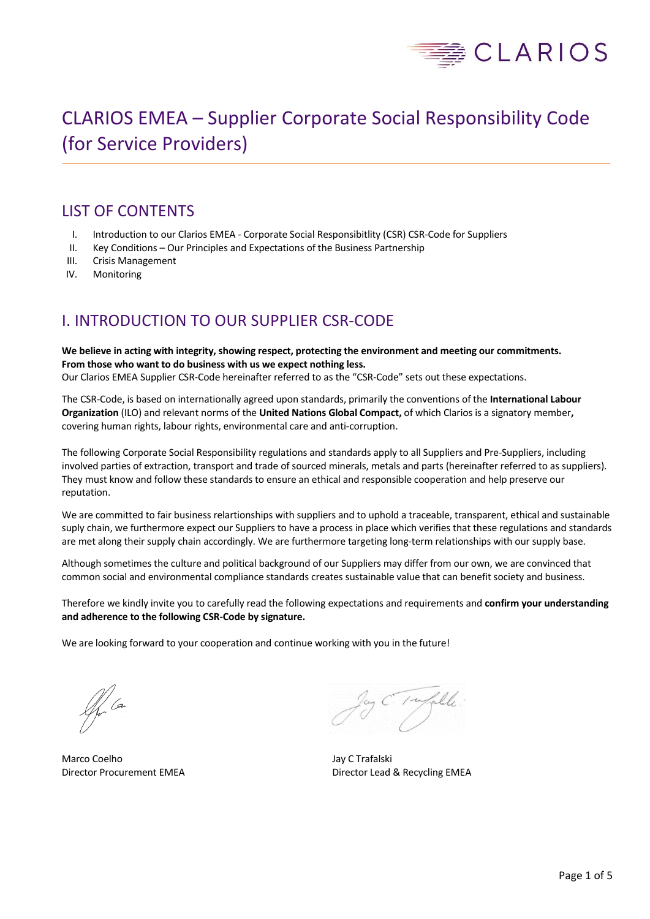# CLARIOS EMEA – Supplier Corporate Social Responsibility Code (for Service Providers)

## LIST OF CONTENTS

I. Introduction to our Clarios EMEA - Corporate Social Responsibitlity (CSR) CSR-Code for Suppliers
II. Key Conditions – Our Principles and Expectations of the Business Partnership
III. Crisis Management
IV. Monitoring

## I. INTRODUCTION TO OUR SUPPLIER CSR-CODE

**We believe in acting with integrity, showing respect, protecting the environment and meeting our commitments. From those who want to do business with us we expect nothing less.**
Our Clarios EMEA Supplier CSR-Code hereinafter referred to as the "CSR-Code" sets out these expectations.

The CSR-Code, is based on internationally agreed upon standards, primarily the conventions of the **International Labour Organization** (ILO) and relevant norms of the **United Nations Global Compact,** of which Clarios is a signatory member**,** covering human rights, labour rights, environmental care and anti-corruption.

The following Corporate Social Responsibility regulations and standards apply to all Suppliers and Pre-Suppliers, including involved parties of extraction, transport and trade of sourced minerals, metals and parts (hereinafter referred to as suppliers). They must know and follow these standards to ensure an ethical and responsible cooperation and help preserve our reputation.

We are committed to fair business relartionships with suppliers and to uphold a traceable, transparent, ethical and sustainable suply chain, we furthermore expect our Suppliers to have a process in place which verifies that these regulations and standards are met along their supply chain accordingly. We are furthermore targeting long-term relationships with our supply base.

Although sometimes the culture and political background of our Suppliers may differ from our own, we are convinced that common social and environmental compliance standards creates sustainable value that can benefit society and business.

Therefore we kindly invite you to carefully read the following expectations and requirements and **confirm your understanding and adherence to the following CSR-Code by signature.**

We are looking forward to your cooperation and continue working with you in the future!

Marco Coelho
Director Procurement EMEA

Jay C Trafalski
Director Lead & Recycling EMEA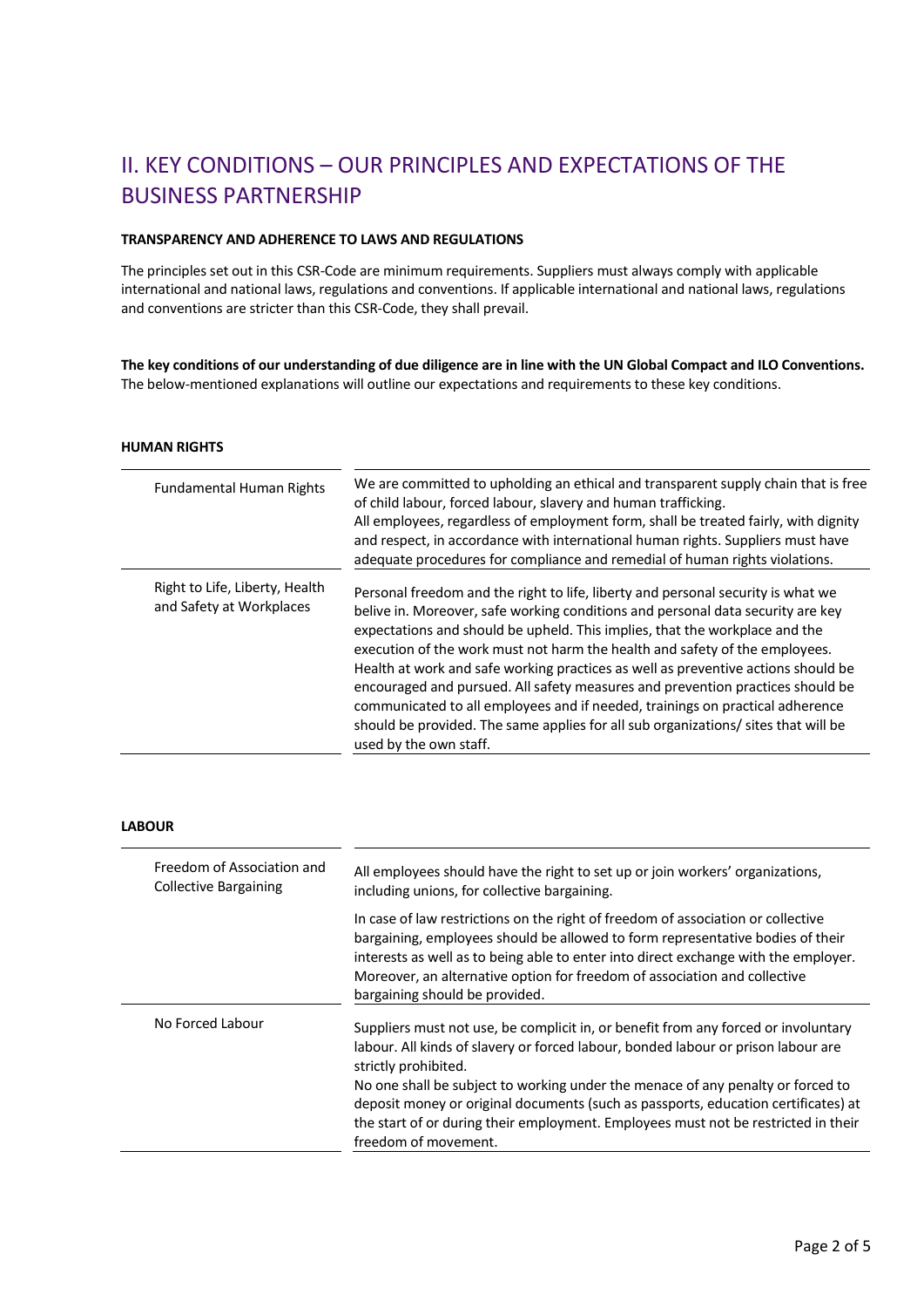## II. KEY CONDITIONS – OUR PRINCIPLES AND EXPECTATIONS OF THE BUSINESS PARTNERSHIP

**TRANSPARENCY AND ADHERENCE TO LAWS AND REGULATIONS**

The principles set out in this CSR-Code are minimum requirements. Suppliers must always comply with applicable international and national laws, regulations and conventions. If applicable international and national laws, regulations and conventions are stricter than this CSR-Code, they shall prevail.

**The key conditions of our understanding of due diligence are in line with the UN Global Compact and ILO Conventions.** The below-mentioned explanations will outline our expectations and requirements to these key conditions.

**HUMAN RIGHTS**

| | |
|---|---|
| Fundamental Human Rights | We are committed to upholding an ethical and transparent supply chain that is free of child labour, forced labour, slavery and human trafficking.<br>All employees, regardless of employment form, shall be treated fairly, with dignity and respect, in accordance with international human rights. Suppliers must have adequate procedures for compliance and remedial of human rights violations. |
| Right to Life, Liberty, Health and Safety at Workplaces | Personal freedom and the right to life, liberty and personal security is what we belive in. Moreover, safe working conditions and personal data security are key expectations and should be upheld. This implies, that the workplace and the execution of the work must not harm the health and safety of the employees. Health at work and safe working practices as well as preventive actions should be encouraged and pursued. All safety measures and prevention practices should be communicated to all employees and if needed, trainings on practical adherence should be provided. The same applies for all sub organizations/ sites that will be used by the own staff. |

**LABOUR**

| | |
|---|---|
| Freedom of Association and Collective Bargaining | All employees should have the right to set up or join workers' organizations, including unions, for collective bargaining.<br>In case of law restrictions on the right of freedom of association or collective bargaining, employees should be allowed to form representative bodies of their interests as well as to being able to enter into direct exchange with the employer. Moreover, an alternative option for freedom of association and collective bargaining should be provided. |
| No Forced Labour | Suppliers must not use, be complicit in, or benefit from any forced or involuntary labour. All kinds of slavery or forced labour, bonded labour or prison labour are strictly prohibited.<br>No one shall be subject to working under the menace of any penalty or forced to deposit money or original documents (such as passports, education certificates) at the start of or during their employment. Employees must not be restricted in their freedom of movement. |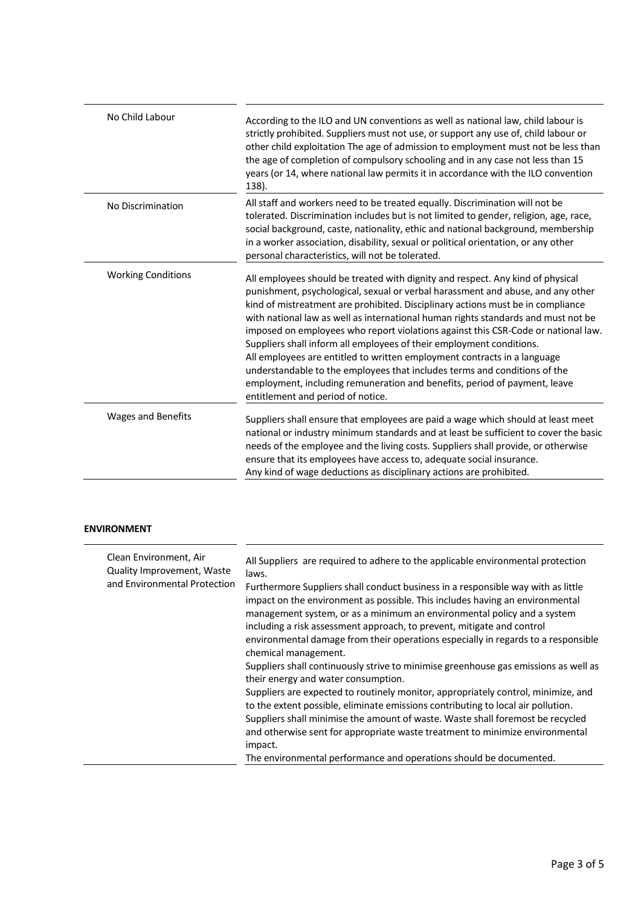| | |
|---|---|
| No Child Labour | According to the ILO and UN conventions as well as national law, child labour is strictly prohibited. Suppliers must not use, or support any use of, child labour or other child exploitation The age of admission to employment must not be less than the age of completion of compulsory schooling and in any case not less than 15 years (or 14, where national law permits it in accordance with the ILO convention 138). |
| No Discrimination | All staff and workers need to be treated equally. Discrimination will not be tolerated. Discrimination includes but is not limited to gender, religion, age, race, social background, caste, nationality, ethic and national background, membership in a worker association, disability, sexual or political orientation, or any other personal characteristics, will not be tolerated. |
| Working Conditions | All employees should be treated with dignity and respect. Any kind of physical punishment, psychological, sexual or verbal harassment and abuse, and any other kind of mistreatment are prohibited. Disciplinary actions must be in compliance with national law as well as international human rights standards and must not be imposed on employees who report violations against this CSR-Code or national law. Suppliers shall inform all employees of their employment conditions.<br>All employees are entitled to written employment contracts in a language understandable to the employees that includes terms and conditions of the employment, including remuneration and benefits, period of payment, leave entitlement and period of notice. |
| Wages and Benefits | Suppliers shall ensure that employees are paid a wage which should at least meet national or industry minimum standards and at least be sufficient to cover the basic needs of the employee and the living costs. Suppliers shall provide, or otherwise ensure that its employees have access to, adequate social insurance.<br>Any kind of wage deductions as disciplinary actions are prohibited. |

**ENVIRONMENT**

| | |
|---|---|
| Clean Environment, Air Quality Improvement, Waste and Environmental Protection | All Suppliers are required to adhere to the applicable environmental protection laws.<br>Furthermore Suppliers shall conduct business in a responsible way with as little impact on the environment as possible. This includes having an environmental management system, or as a minimum an environmental policy and a system including a risk assessment approach, to prevent, mitigate and control environmental damage from their operations especially in regards to a responsible chemical management.<br>Suppliers shall continuously strive to minimise greenhouse gas emissions as well as their energy and water consumption.<br>Suppliers are expected to routinely monitor, appropriately control, minimize, and to the extent possible, eliminate emissions contributing to local air pollution.<br>Suppliers shall minimise the amount of waste. Waste shall foremost be recycled and otherwise sent for appropriate waste treatment to minimize environmental impact.<br>The environmental performance and operations should be documented. |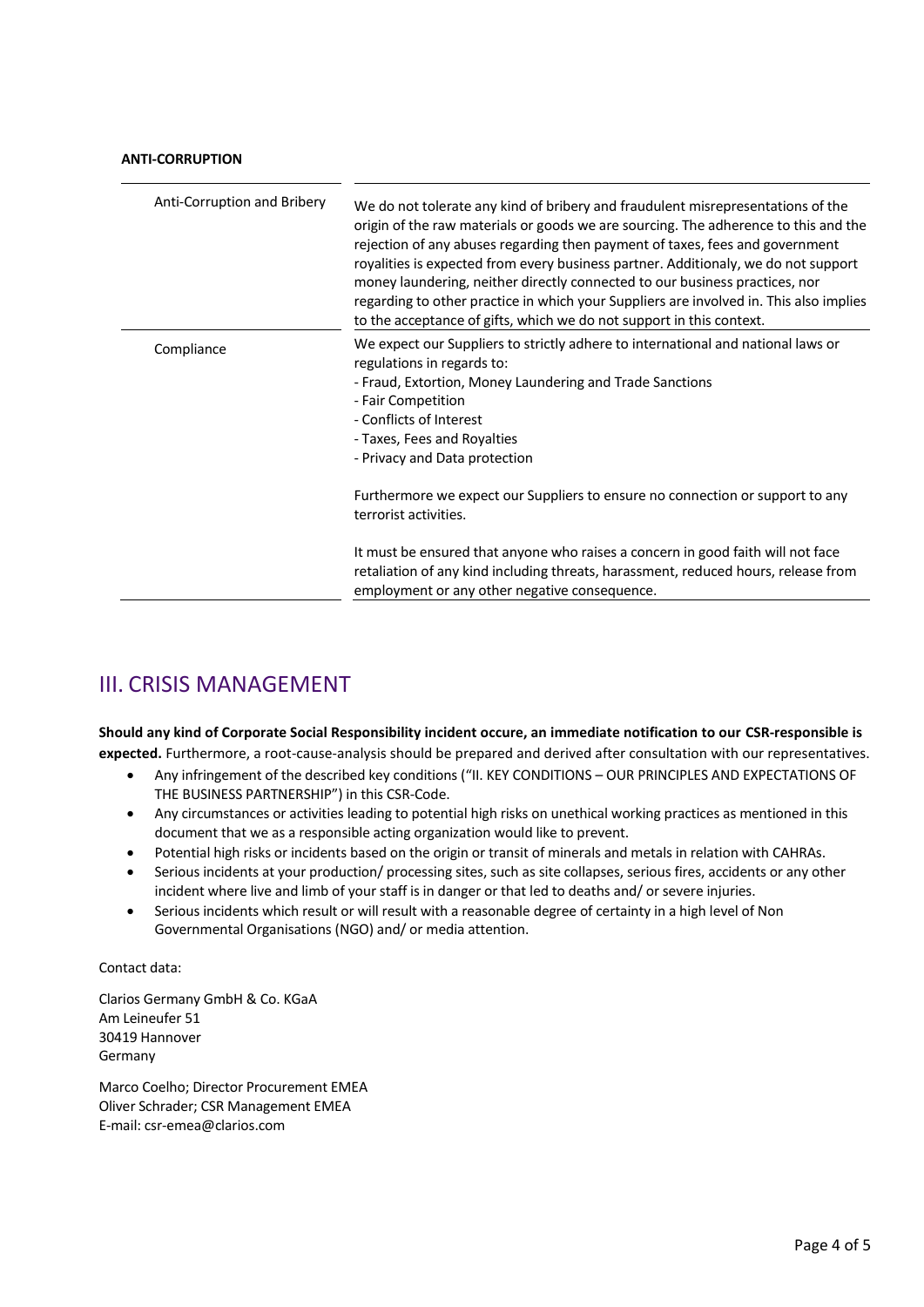**ANTI-CORRUPTION**

| | |
|---|---|
| Anti-Corruption and Bribery | We do not tolerate any kind of bribery and fraudulent misrepresentations of the origin of the raw materials or goods we are sourcing. The adherence to this and the rejection of any abuses regarding then payment of taxes, fees and government royalities is expected from every business partner. Additionaly, we do not support money laundering, neither directly connected to our business practices, nor regarding to other practice in which your Suppliers are involved in. This also implies to the acceptance of gifts, which we do not support in this context. |
| Compliance | We expect our Suppliers to strictly adhere to international and national laws or regulations in regards to:<br>- Fraud, Extortion, Money Laundering and Trade Sanctions<br>- Fair Competition<br>- Conflicts of Interest<br>- Taxes, Fees and Royalties<br>- Privacy and Data protection<br><br>Furthermore we expect our Suppliers to ensure no connection or support to any terrorist activities.<br><br>It must be ensured that anyone who raises a concern in good faith will not face retaliation of any kind including threats, harassment, reduced hours, release from employment or any other negative consequence. |

## III. CRISIS MANAGEMENT

**Should any kind of Corporate Social Responsibility incident occure, an immediate notification to our CSR-responsible is expected.** Furthermore, a root-cause-analysis should be prepared and derived after consultation with our representatives.

- Any infringement of the described key conditions ("II. KEY CONDITIONS – OUR PRINCIPLES AND EXPECTATIONS OF THE BUSINESS PARTNERSHIP") in this CSR-Code.
- Any circumstances or activities leading to potential high risks on unethical working practices as mentioned in this document that we as a responsible acting organization would like to prevent.
- Potential high risks or incidents based on the origin or transit of minerals and metals in relation with CAHRAs.
- Serious incidents at your production/ processing sites, such as site collapses, serious fires, accidents or any other incident where live and limb of your staff is in danger or that led to deaths and/ or severe injuries.
- Serious incidents which result or will result with a reasonable degree of certainty in a high level of Non Governmental Organisations (NGO) and/ or media attention.

Contact data:

Clarios Germany GmbH & Co. KGaA
Am Leineufer 51
30419 Hannover
Germany

Marco Coelho; Director Procurement EMEA
Oliver Schrader; CSR Management EMEA
E-mail: csr-emea@clarios.com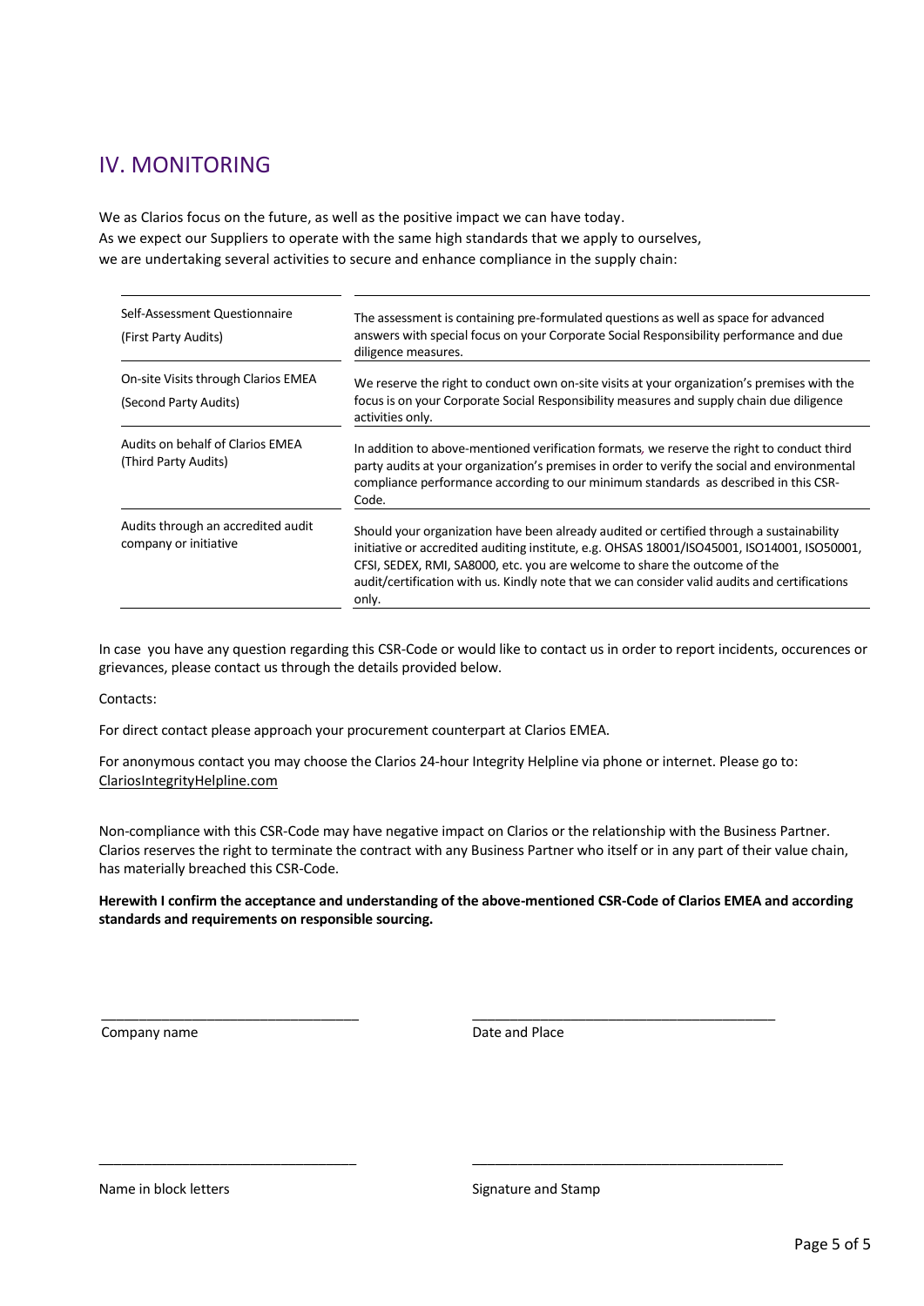## IV. MONITORING

We as Clarios focus on the future, as well as the positive impact we can have today.
As we expect our Suppliers to operate with the same high standards that we apply to ourselves,
we are undertaking several activities to secure and enhance compliance in the supply chain:

| | |
|---|---|
| Self-Assessment Questionnaire (First Party Audits) | The assessment is containing pre-formulated questions as well as space for advanced answers with special focus on your Corporate Social Responsibility performance and due diligence measures. |
| On-site Visits through Clarios EMEA (Second Party Audits) | We reserve the right to conduct own on-site visits at your organization's premises with the focus is on your Corporate Social Responsibility measures and supply chain due diligence activities only. |
| Audits on behalf of Clarios EMEA (Third Party Audits) | In addition to above-mentioned verification formats, we reserve the right to conduct third party audits at your organization's premises in order to verify the social and environmental compliance performance according to our minimum standards as described in this CSR-Code. |
| Audits through an accredited audit company or initiative | Should your organization have been already audited or certified through a sustainability initiative or accredited auditing institute, e.g. OHSAS 18001/ISO45001, ISO14001, ISO50001, CFSI, SEDEX, RMI, SA8000, etc. you are welcome to share the outcome of the audit/certification with us. Kindly note that we can consider valid audits and certifications only. |

In case you have any question regarding this CSR-Code or would like to contact us in order to report incidents, occurences or grievances, please contact us through the details provided below.

Contacts:

For direct contact please approach your procurement counterpart at Clarios EMEA.

For anonymous contact you may choose the Clarios 24-hour Integrity Helpline via phone or internet. Please go to: ClariosIntegrityHelpline.com

Non-compliance with this CSR-Code may have negative impact on Clarios or the relationship with the Business Partner. Clarios reserves the right to terminate the contract with any Business Partner who itself or in any part of their value chain, has materially breached this CSR-Code.

**Herewith I confirm the acceptance and understanding of the above-mentioned CSR-Code of Clarios EMEA and according standards and requirements on responsible sourcing.**

\_\_\_\_\_\_\_\_\_\_\_\_\_\_\_\_\_\_\_\_\_\_\_\_\_\_\_\_\_\_\_\_\_\_ \_\_\_\_\_\_\_\_\_\_\_\_\_\_\_\_\_\_\_\_\_\_\_\_\_\_\_\_\_\_\_\_\_\_\_\_\_\_\_\_

Company name Date and Place

\_\_\_\_\_\_\_\_\_\_\_\_\_\_\_\_\_\_\_\_\_\_\_\_\_\_\_\_\_\_\_\_\_\_ \_\_\_\_\_\_\_\_\_\_\_\_\_\_\_\_\_\_\_\_\_\_\_\_\_\_\_\_\_\_\_\_\_\_\_\_\_\_\_\_

Name in block letters Signature and Stamp